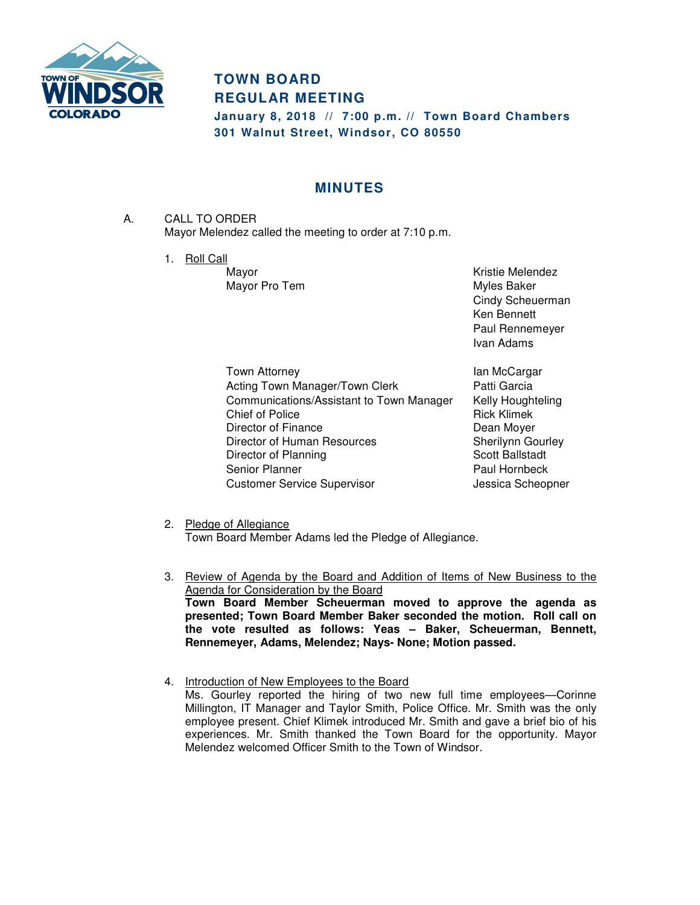# TOWN BOARD
# REGULAR MEETING

**January 8, 2018 // 7:00 p.m. // Town Board Chambers**
**301 Walnut Street, Windsor, CO 80550**

## MINUTES

A. CALL TO ORDER
Mayor Melendez called the meeting to order at 7:10 p.m.

1. Roll Call

| | |
|---|---|
| Mayor | Kristie Melendez |
| Mayor Pro Tem | Myles Baker |
| | Cindy Scheuerman |
| | Ken Bennett |
| | Paul Rennemeyer |
| | Ivan Adams |

| | |
|---|---|
| Town Attorney | Ian McCargar |
| Acting Town Manager/Town Clerk | Patti Garcia |
| Communications/Assistant to Town Manager | Kelly Houghteling |
| Chief of Police | Rick Klimek |
| Director of Finance | Dean Moyer |
| Director of Human Resources | Sherilynn Gourley |
| Director of Planning | Scott Ballstadt |
| Senior Planner | Paul Hornbeck |
| Customer Service Supervisor | Jessica Scheopner |

2. Pledge of Allegiance
Town Board Member Adams led the Pledge of Allegiance.

3. Review of Agenda by the Board and Addition of Items of New Business to the Agenda for Consideration by the Board
**Town Board Member Scheuerman moved to approve the agenda as presented; Town Board Member Baker seconded the motion. Roll call on the vote resulted as follows: Yeas – Baker, Scheuerman, Bennett, Rennemeyer, Adams, Melendez; Nays- None; Motion passed.**

4. Introduction of New Employees to the Board
Ms. Gourley reported the hiring of two new full time employees—Corinne Millington, IT Manager and Taylor Smith, Police Office. Mr. Smith was the only employee present. Chief Klimek introduced Mr. Smith and gave a brief bio of his experiences. Mr. Smith thanked the Town Board for the opportunity. Mayor Melendez welcomed Officer Smith to the Town of Windsor.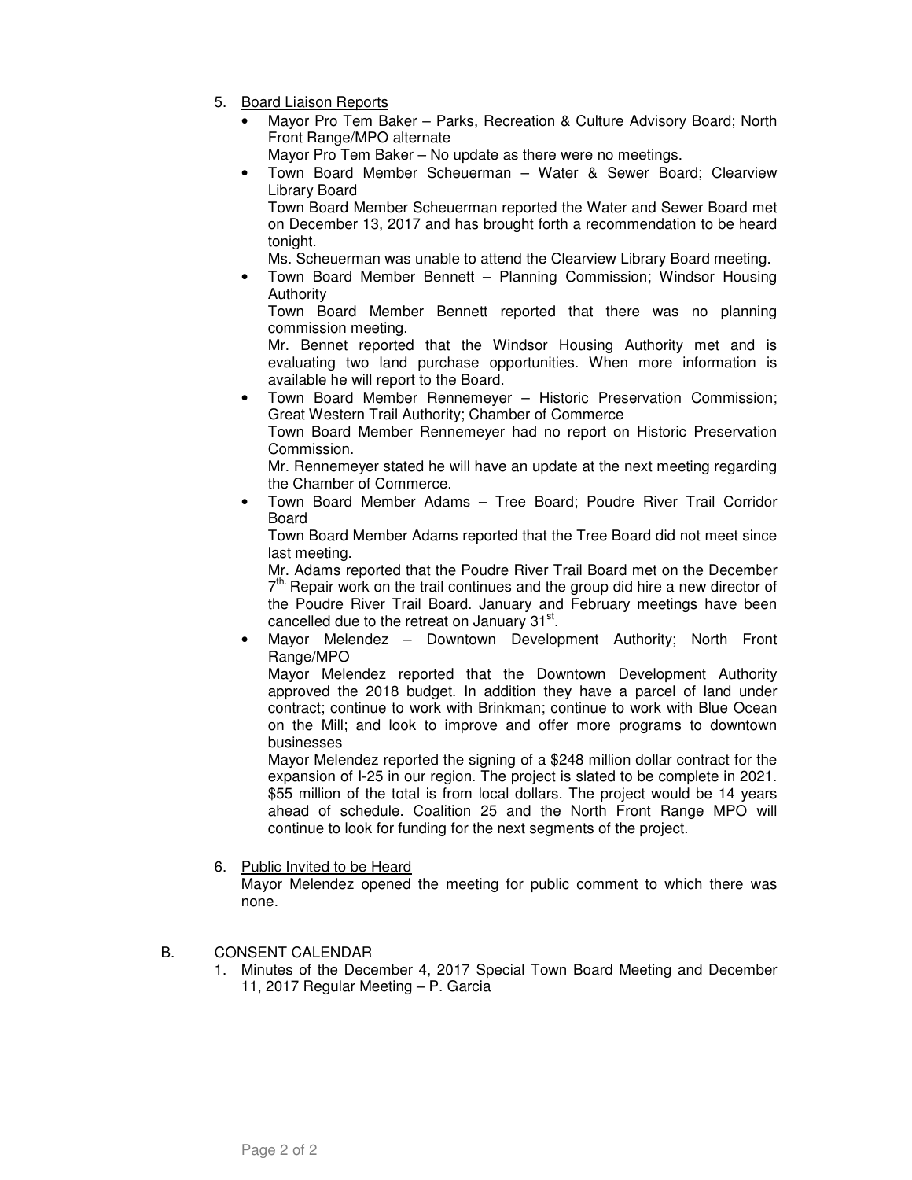5. Board Liaison Reports
   - Mayor Pro Tem Baker – Parks, Recreation & Culture Advisory Board; North Front Range/MPO alternate
     Mayor Pro Tem Baker – No update as there were no meetings.
   - Town Board Member Scheuerman – Water & Sewer Board; Clearview Library Board
     Town Board Member Scheuerman reported the Water and Sewer Board met on December 13, 2017 and has brought forth a recommendation to be heard tonight.
     Ms. Scheuerman was unable to attend the Clearview Library Board meeting.
   - Town Board Member Bennett – Planning Commission; Windsor Housing Authority
     Town Board Member Bennett reported that there was no planning commission meeting.
     Mr. Bennet reported that the Windsor Housing Authority met and is evaluating two land purchase opportunities. When more information is available he will report to the Board.
   - Town Board Member Rennemeyer – Historic Preservation Commission; Great Western Trail Authority; Chamber of Commerce
     Town Board Member Rennemeyer had no report on Historic Preservation Commission.
     Mr. Rennemeyer stated he will have an update at the next meeting regarding the Chamber of Commerce.
   - Town Board Member Adams – Tree Board; Poudre River Trail Corridor Board
     Town Board Member Adams reported that the Tree Board did not meet since last meeting.
     Mr. Adams reported that the Poudre River Trail Board met on the December 7th. Repair work on the trail continues and the group did hire a new director of the Poudre River Trail Board. January and February meetings have been cancelled due to the retreat on January 31st.
   - Mayor Melendez – Downtown Development Authority; North Front Range/MPO
     Mayor Melendez reported that the Downtown Development Authority approved the 2018 budget. In addition they have a parcel of land under contract; continue to work with Brinkman; continue to work with Blue Ocean on the Mill; and look to improve and offer more programs to downtown businesses
     Mayor Melendez reported the signing of a $248 million dollar contract for the expansion of I-25 in our region. The project is slated to be complete in 2021. $55 million of the total is from local dollars. The project would be 14 years ahead of schedule. Coalition 25 and the North Front Range MPO will continue to look for funding for the next segments of the project.

6. Public Invited to be Heard
   Mayor Melendez opened the meeting for public comment to which there was none.

B. CONSENT CALENDAR

1. Minutes of the December 4, 2017 Special Town Board Meeting and December 11, 2017 Regular Meeting – P. Garcia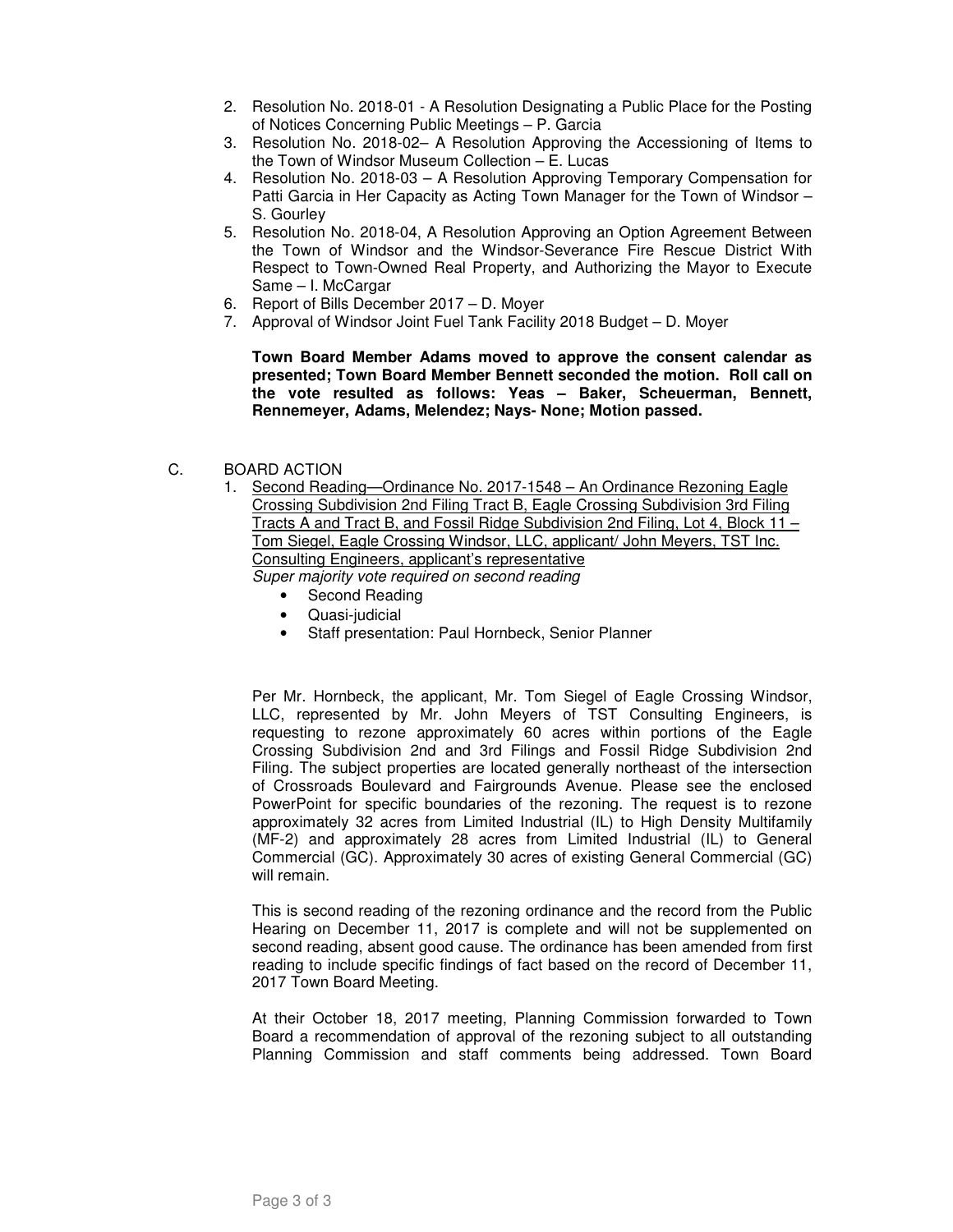2. Resolution No. 2018-01 - A Resolution Designating a Public Place for the Posting of Notices Concerning Public Meetings – P. Garcia
3. Resolution No. 2018-02– A Resolution Approving the Accessioning of Items to the Town of Windsor Museum Collection – E. Lucas
4. Resolution No. 2018-03 – A Resolution Approving Temporary Compensation for Patti Garcia in Her Capacity as Acting Town Manager for the Town of Windsor – S. Gourley
5. Resolution No. 2018-04, A Resolution Approving an Option Agreement Between the Town of Windsor and the Windsor-Severance Fire Rescue District With Respect to Town-Owned Real Property, and Authorizing the Mayor to Execute Same – I. McCargar
6. Report of Bills December 2017 – D. Moyer
7. Approval of Windsor Joint Fuel Tank Facility 2018 Budget – D. Moyer

**Town Board Member Adams moved to approve the consent calendar as presented; Town Board Member Bennett seconded the motion. Roll call on the vote resulted as follows: Yeas – Baker, Scheuerman, Bennett, Rennemeyer, Adams, Melendez; Nays- None; Motion passed.**

C. BOARD ACTION

1. Second Reading—Ordinance No. 2017-1548 – An Ordinance Rezoning Eagle Crossing Subdivision 2nd Filing Tract B, Eagle Crossing Subdivision 3rd Filing Tracts A and Tract B, and Fossil Ridge Subdivision 2nd Filing, Lot 4, Block 11 – Tom Siegel, Eagle Crossing Windsor, LLC, applicant/ John Meyers, TST Inc. Consulting Engineers, applicant's representative

   *Super majority vote required on second reading*

   - Second Reading
   - Quasi-judicial
   - Staff presentation: Paul Hornbeck, Senior Planner

   Per Mr. Hornbeck, the applicant, Mr. Tom Siegel of Eagle Crossing Windsor, LLC, represented by Mr. John Meyers of TST Consulting Engineers, is requesting to rezone approximately 60 acres within portions of the Eagle Crossing Subdivision 2nd and 3rd Filings and Fossil Ridge Subdivision 2nd Filing. The subject properties are located generally northeast of the intersection of Crossroads Boulevard and Fairgrounds Avenue. Please see the enclosed PowerPoint for specific boundaries of the rezoning. The request is to rezone approximately 32 acres from Limited Industrial (IL) to High Density Multifamily (MF-2) and approximately 28 acres from Limited Industrial (IL) to General Commercial (GC). Approximately 30 acres of existing General Commercial (GC) will remain.

   This is second reading of the rezoning ordinance and the record from the Public Hearing on December 11, 2017 is complete and will not be supplemented on second reading, absent good cause. The ordinance has been amended from first reading to include specific findings of fact based on the record of December 11, 2017 Town Board Meeting.

   At their October 18, 2017 meeting, Planning Commission forwarded to Town Board a recommendation of approval of the rezoning subject to all outstanding Planning Commission and staff comments being addressed. Town Board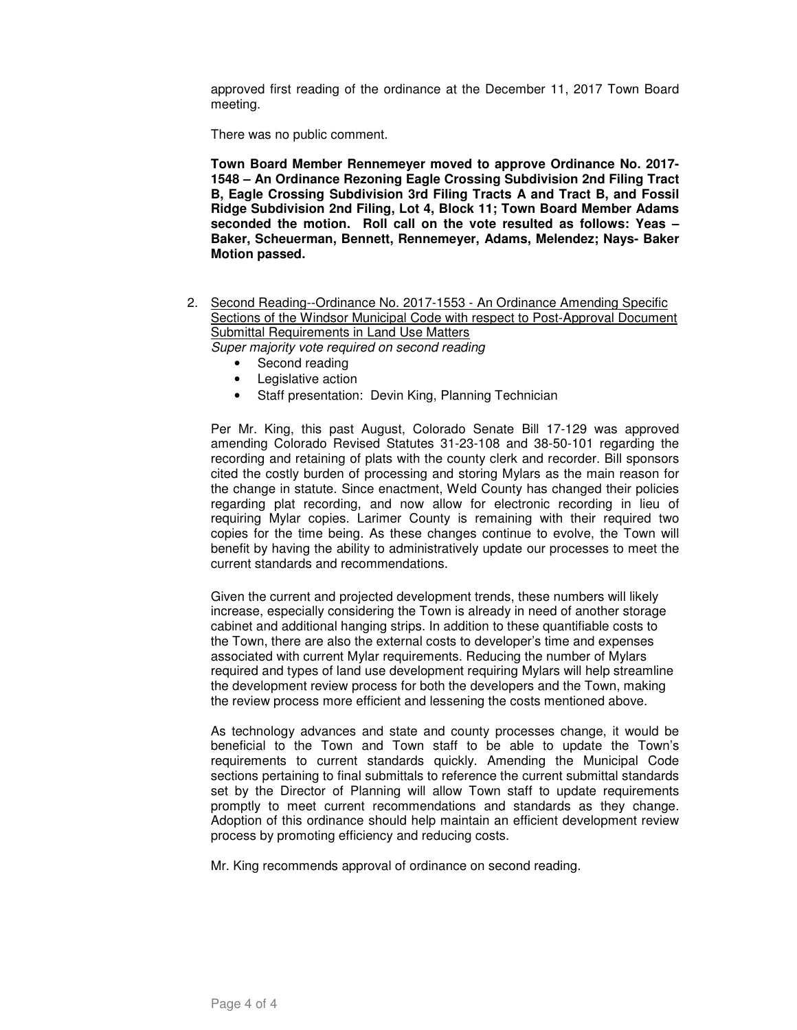approved first reading of the ordinance at the December 11, 2017 Town Board meeting.

There was no public comment.

**Town Board Member Rennemeyer moved to approve Ordinance No. 2017-1548 – An Ordinance Rezoning Eagle Crossing Subdivision 2nd Filing Tract B, Eagle Crossing Subdivision 3rd Filing Tracts A and Tract B, and Fossil Ridge Subdivision 2nd Filing, Lot 4, Block 11; Town Board Member Adams seconded the motion. Roll call on the vote resulted as follows: Yeas – Baker, Scheuerman, Bennett, Rennemeyer, Adams, Melendez; Nays- Baker Motion passed.**

2. Second Reading--Ordinance No. 2017-1553 - An Ordinance Amending Specific Sections of the Windsor Municipal Code with respect to Post-Approval Document Submittal Requirements in Land Use Matters
   *Super majority vote required on second reading*
   - Second reading
   - Legislative action
   - Staff presentation: Devin King, Planning Technician

   Per Mr. King, this past August, Colorado Senate Bill 17-129 was approved amending Colorado Revised Statutes 31-23-108 and 38-50-101 regarding the recording and retaining of plats with the county clerk and recorder. Bill sponsors cited the costly burden of processing and storing Mylars as the main reason for the change in statute. Since enactment, Weld County has changed their policies regarding plat recording, and now allow for electronic recording in lieu of requiring Mylar copies. Larimer County is remaining with their required two copies for the time being. As these changes continue to evolve, the Town will benefit by having the ability to administratively update our processes to meet the current standards and recommendations.

   Given the current and projected development trends, these numbers will likely increase, especially considering the Town is already in need of another storage cabinet and additional hanging strips. In addition to these quantifiable costs to the Town, there are also the external costs to developer's time and expenses associated with current Mylar requirements. Reducing the number of Mylars required and types of land use development requiring Mylars will help streamline the development review process for both the developers and the Town, making the review process more efficient and lessening the costs mentioned above.

   As technology advances and state and county processes change, it would be beneficial to the Town and Town staff to be able to update the Town's requirements to current standards quickly. Amending the Municipal Code sections pertaining to final submittals to reference the current submittal standards set by the Director of Planning will allow Town staff to update requirements promptly to meet current recommendations and standards as they change. Adoption of this ordinance should help maintain an efficient development review process by promoting efficiency and reducing costs.

   Mr. King recommends approval of ordinance on second reading.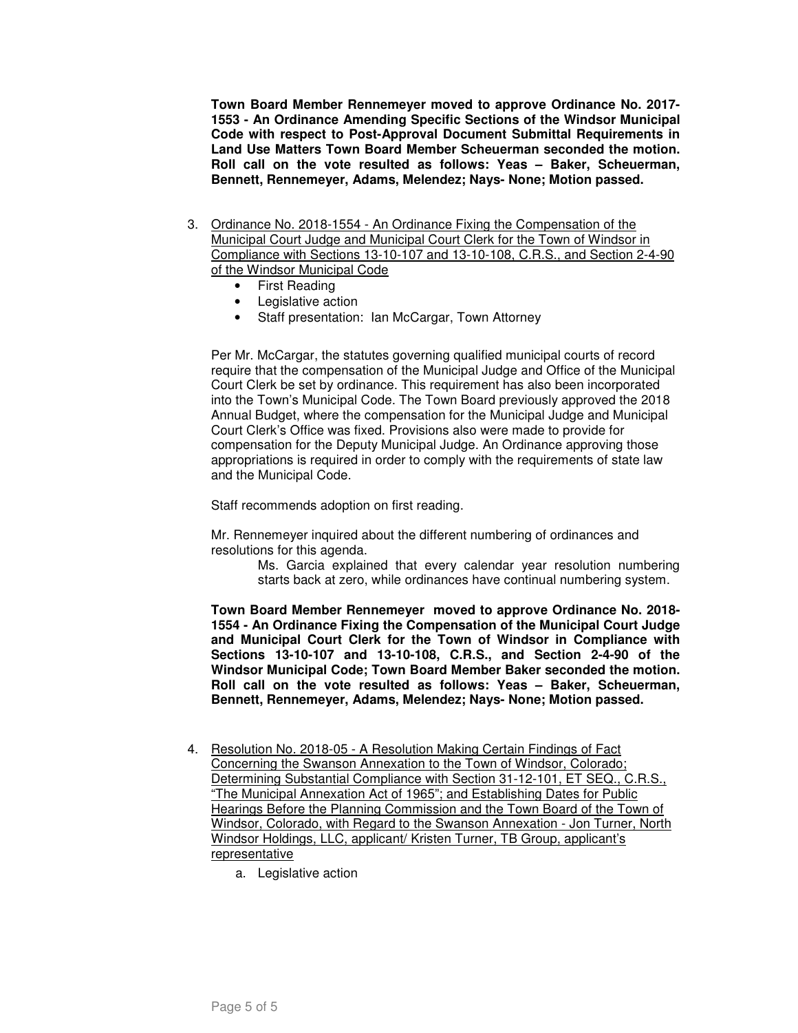**Town Board Member Rennemeyer moved to approve Ordinance No. 2017-1553 - An Ordinance Amending Specific Sections of the Windsor Municipal Code with respect to Post-Approval Document Submittal Requirements in Land Use Matters Town Board Member Scheuerman seconded the motion. Roll call on the vote resulted as follows: Yeas – Baker, Scheuerman, Bennett, Rennemeyer, Adams, Melendez; Nays- None; Motion passed.**

3. Ordinance No. 2018-1554 - An Ordinance Fixing the Compensation of the Municipal Court Judge and Municipal Court Clerk for the Town of Windsor in Compliance with Sections 13-10-107 and 13-10-108, C.R.S., and Section 2-4-90 of the Windsor Municipal Code
   - First Reading
   - Legislative action
   - Staff presentation: Ian McCargar, Town Attorney

   Per Mr. McCargar, the statutes governing qualified municipal courts of record require that the compensation of the Municipal Judge and Office of the Municipal Court Clerk be set by ordinance. This requirement has also been incorporated into the Town's Municipal Code. The Town Board previously approved the 2018 Annual Budget, where the compensation for the Municipal Judge and Municipal Court Clerk's Office was fixed. Provisions also were made to provide for compensation for the Deputy Municipal Judge. An Ordinance approving those appropriations is required in order to comply with the requirements of state law and the Municipal Code.

   Staff recommends adoption on first reading.

   Mr. Rennemeyer inquired about the different numbering of ordinances and resolutions for this agenda.

   > Ms. Garcia explained that every calendar year resolution numbering starts back at zero, while ordinances have continual numbering system.

   **Town Board Member Rennemeyer moved to approve Ordinance No. 2018-1554 - An Ordinance Fixing the Compensation of the Municipal Court Judge and Municipal Court Clerk for the Town of Windsor in Compliance with Sections 13-10-107 and 13-10-108, C.R.S., and Section 2-4-90 of the Windsor Municipal Code; Town Board Member Baker seconded the motion. Roll call on the vote resulted as follows: Yeas – Baker, Scheuerman, Bennett, Rennemeyer, Adams, Melendez; Nays- None; Motion passed.**

4. Resolution No. 2018-05 - A Resolution Making Certain Findings of Fact Concerning the Swanson Annexation to the Town of Windsor, Colorado; Determining Substantial Compliance with Section 31-12-101, ET SEQ., C.R.S., "The Municipal Annexation Act of 1965"; and Establishing Dates for Public Hearings Before the Planning Commission and the Town Board of the Town of Windsor, Colorado, with Regard to the Swanson Annexation - Jon Turner, North Windsor Holdings, LLC, applicant/ Kristen Turner, TB Group, applicant's representative
   a. Legislative action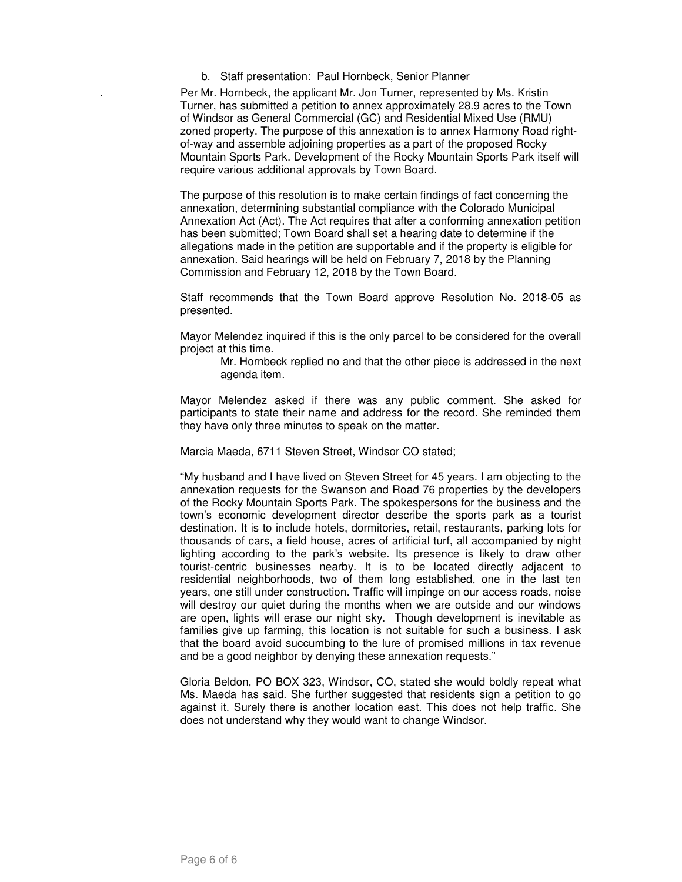b. Staff presentation: Paul Hornbeck, Senior Planner

Per Mr. Hornbeck, the applicant Mr. Jon Turner, represented by Ms. Kristin Turner, has submitted a petition to annex approximately 28.9 acres to the Town of Windsor as General Commercial (GC) and Residential Mixed Use (RMU) zoned property. The purpose of this annexation is to annex Harmony Road right-of-way and assemble adjoining properties as a part of the proposed Rocky Mountain Sports Park. Development of the Rocky Mountain Sports Park itself will require various additional approvals by Town Board.

The purpose of this resolution is to make certain findings of fact concerning the annexation, determining substantial compliance with the Colorado Municipal Annexation Act (Act). The Act requires that after a conforming annexation petition has been submitted; Town Board shall set a hearing date to determine if the allegations made in the petition are supportable and if the property is eligible for annexation. Said hearings will be held on February 7, 2018 by the Planning Commission and February 12, 2018 by the Town Board.

Staff recommends that the Town Board approve Resolution No. 2018-05 as presented.

Mayor Melendez inquired if this is the only parcel to be considered for the overall project at this time.

> Mr. Hornbeck replied no and that the other piece is addressed in the next agenda item.

Mayor Melendez asked if there was any public comment. She asked for participants to state their name and address for the record. She reminded them they have only three minutes to speak on the matter.

Marcia Maeda, 6711 Steven Street, Windsor CO stated;

"My husband and I have lived on Steven Street for 45 years. I am objecting to the annexation requests for the Swanson and Road 76 properties by the developers of the Rocky Mountain Sports Park. The spokespersons for the business and the town's economic development director describe the sports park as a tourist destination. It is to include hotels, dormitories, retail, restaurants, parking lots for thousands of cars, a field house, acres of artificial turf, all accompanied by night lighting according to the park's website. Its presence is likely to draw other tourist-centric businesses nearby. It is to be located directly adjacent to residential neighborhoods, two of them long established, one in the last ten years, one still under construction. Traffic will impinge on our access roads, noise will destroy our quiet during the months when we are outside and our windows are open, lights will erase our night sky. Though development is inevitable as families give up farming, this location is not suitable for such a business. I ask that the board avoid succumbing to the lure of promised millions in tax revenue and be a good neighbor by denying these annexation requests."

Gloria Beldon, PO BOX 323, Windsor, CO, stated she would boldly repeat what Ms. Maeda has said. She further suggested that residents sign a petition to go against it. Surely there is another location east. This does not help traffic. She does not understand why they would want to change Windsor.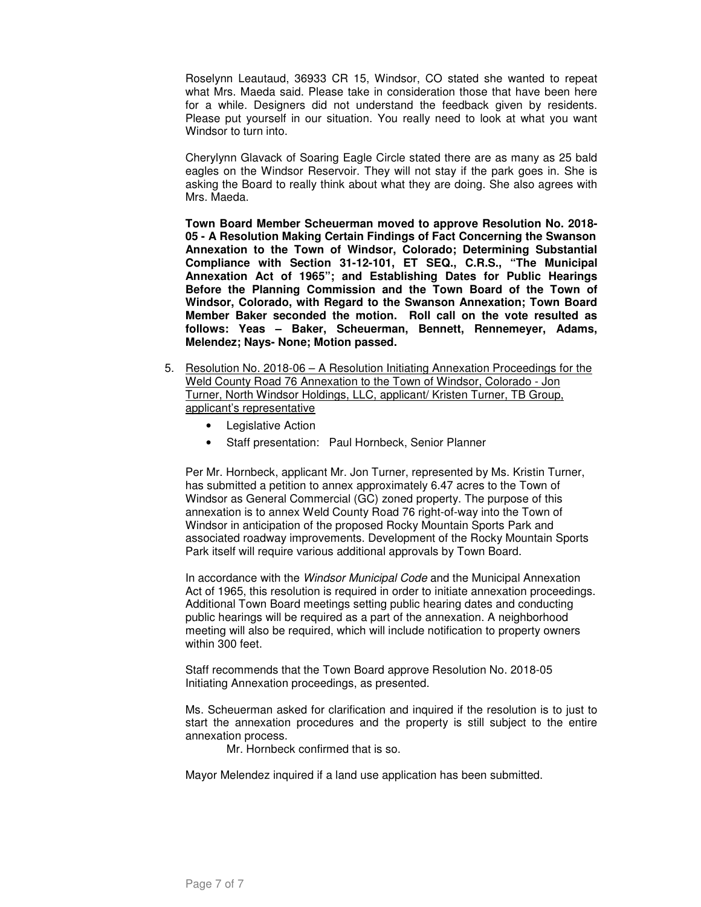Roselynn Leautaud, 36933 CR 15, Windsor, CO stated she wanted to repeat what Mrs. Maeda said. Please take in consideration those that have been here for a while. Designers did not understand the feedback given by residents. Please put yourself in our situation. You really need to look at what you want Windsor to turn into.

Cherylynn Glavack of Soaring Eagle Circle stated there are as many as 25 bald eagles on the Windsor Reservoir. They will not stay if the park goes in. She is asking the Board to really think about what they are doing. She also agrees with Mrs. Maeda.

**Town Board Member Scheuerman moved to approve Resolution No. 2018-05 - A Resolution Making Certain Findings of Fact Concerning the Swanson Annexation to the Town of Windsor, Colorado; Determining Substantial Compliance with Section 31-12-101, ET SEQ., C.R.S., "The Municipal Annexation Act of 1965"; and Establishing Dates for Public Hearings Before the Planning Commission and the Town Board of the Town of Windsor, Colorado, with Regard to the Swanson Annexation; Town Board Member Baker seconded the motion. Roll call on the vote resulted as follows: Yeas – Baker, Scheuerman, Bennett, Rennemeyer, Adams, Melendez; Nays- None; Motion passed.**

5. Resolution No. 2018-06 – A Resolution Initiating Annexation Proceedings for the Weld County Road 76 Annexation to the Town of Windsor, Colorado - Jon Turner, North Windsor Holdings, LLC, applicant/ Kristen Turner, TB Group, applicant's representative
   - Legislative Action
   - Staff presentation: Paul Hornbeck, Senior Planner

Per Mr. Hornbeck, applicant Mr. Jon Turner, represented by Ms. Kristin Turner, has submitted a petition to annex approximately 6.47 acres to the Town of Windsor as General Commercial (GC) zoned property. The purpose of this annexation is to annex Weld County Road 76 right-of-way into the Town of Windsor in anticipation of the proposed Rocky Mountain Sports Park and associated roadway improvements. Development of the Rocky Mountain Sports Park itself will require various additional approvals by Town Board.

In accordance with the *Windsor Municipal Code* and the Municipal Annexation Act of 1965, this resolution is required in order to initiate annexation proceedings. Additional Town Board meetings setting public hearing dates and conducting public hearings will be required as a part of the annexation. A neighborhood meeting will also be required, which will include notification to property owners within 300 feet.

Staff recommends that the Town Board approve Resolution No. 2018-05 Initiating Annexation proceedings, as presented.

Ms. Scheuerman asked for clarification and inquired if the resolution is to just to start the annexation procedures and the property is still subject to the entire annexation process.

Mr. Hornbeck confirmed that is so.

Mayor Melendez inquired if a land use application has been submitted.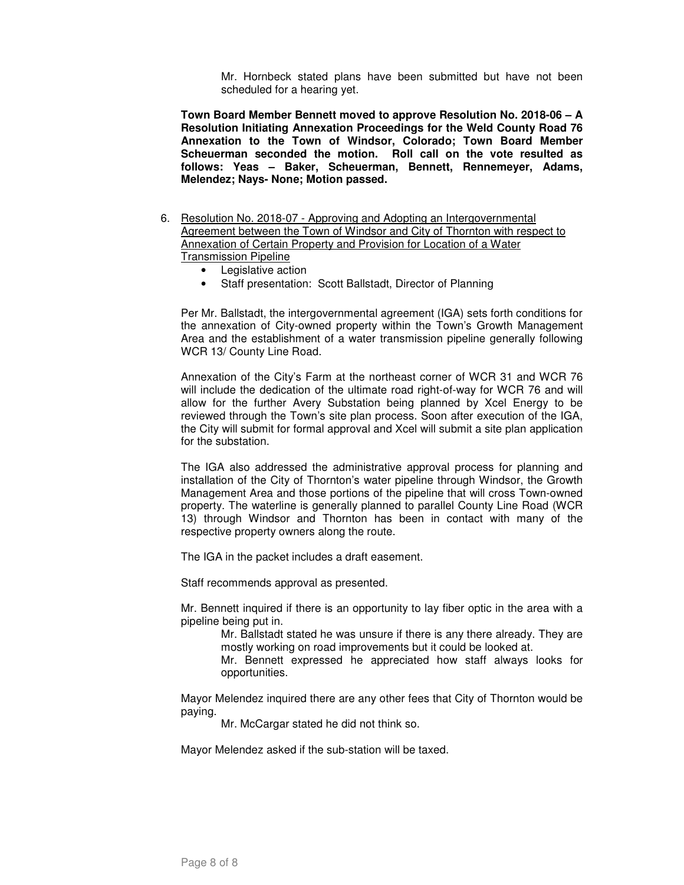Mr. Hornbeck stated plans have been submitted but have not been scheduled for a hearing yet.

**Town Board Member Bennett moved to approve Resolution No. 2018-06 – A Resolution Initiating Annexation Proceedings for the Weld County Road 76 Annexation to the Town of Windsor, Colorado; Town Board Member Scheuerman seconded the motion. Roll call on the vote resulted as follows: Yeas – Baker, Scheuerman, Bennett, Rennemeyer, Adams, Melendez; Nays- None; Motion passed.**

6. Resolution No. 2018-07 - Approving and Adopting an Intergovernmental Agreement between the Town of Windsor and City of Thornton with respect to Annexation of Certain Property and Provision for Location of a Water Transmission Pipeline
   - Legislative action
   - Staff presentation: Scott Ballstadt, Director of Planning

   Per Mr. Ballstadt, the intergovernmental agreement (IGA) sets forth conditions for the annexation of City-owned property within the Town's Growth Management Area and the establishment of a water transmission pipeline generally following WCR 13/ County Line Road.

   Annexation of the City's Farm at the northeast corner of WCR 31 and WCR 76 will include the dedication of the ultimate road right-of-way for WCR 76 and will allow for the further Avery Substation being planned by Xcel Energy to be reviewed through the Town's site plan process. Soon after execution of the IGA, the City will submit for formal approval and Xcel will submit a site plan application for the substation.

   The IGA also addressed the administrative approval process for planning and installation of the City of Thornton's water pipeline through Windsor, the Growth Management Area and those portions of the pipeline that will cross Town-owned property. The waterline is generally planned to parallel County Line Road (WCR 13) through Windsor and Thornton has been in contact with many of the respective property owners along the route.

   The IGA in the packet includes a draft easement.

   Staff recommends approval as presented.

   Mr. Bennett inquired if there is an opportunity to lay fiber optic in the area with a pipeline being put in.

   > Mr. Ballstadt stated he was unsure if there is any there already. They are mostly working on road improvements but it could be looked at.
   >
   > Mr. Bennett expressed he appreciated how staff always looks for opportunities.

   Mayor Melendez inquired there are any other fees that City of Thornton would be paying.

   > Mr. McCargar stated he did not think so.

   Mayor Melendez asked if the sub-station will be taxed.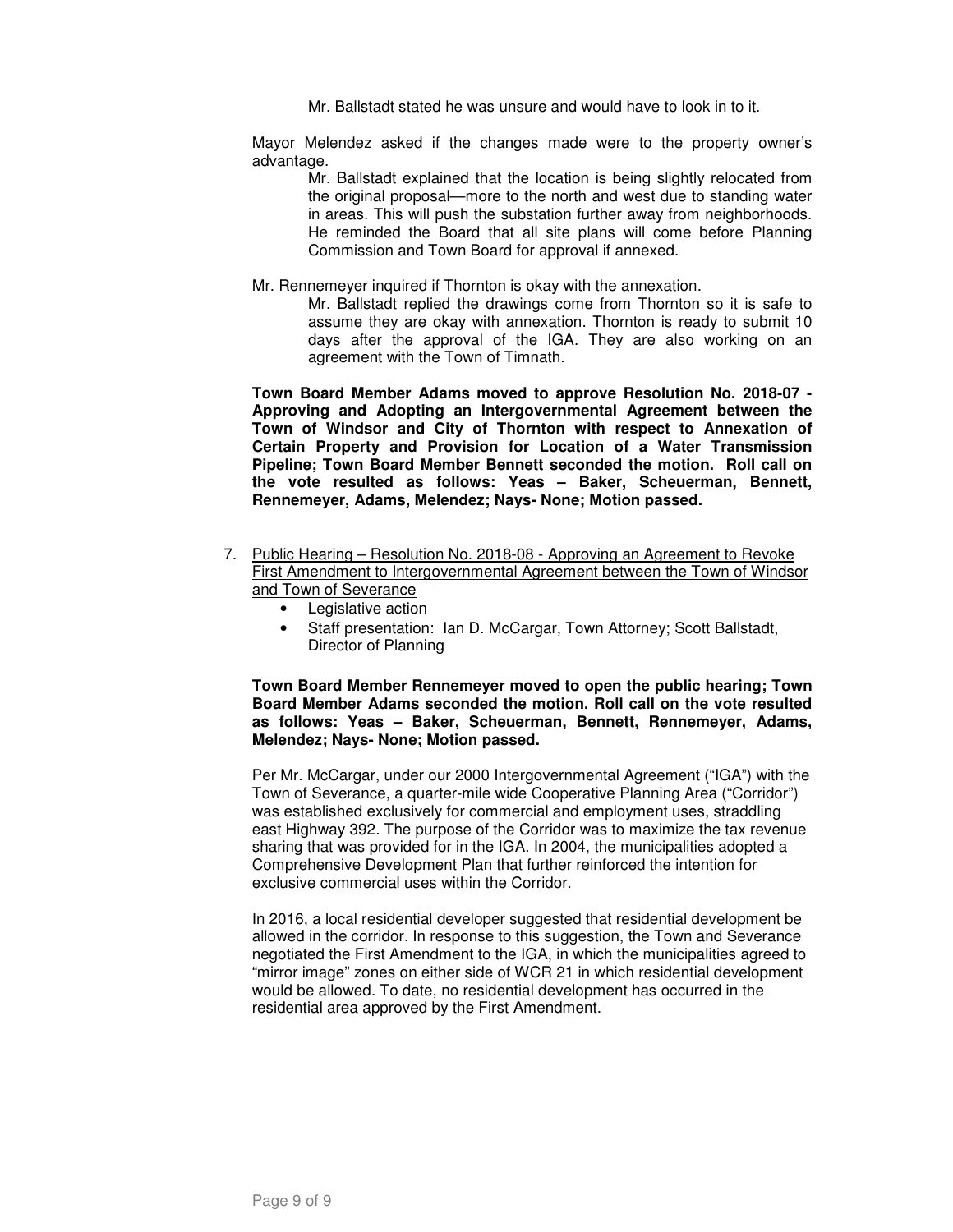Mr. Ballstadt stated he was unsure and would have to look in to it.

Mayor Melendez asked if the changes made were to the property owner's advantage.

Mr. Ballstadt explained that the location is being slightly relocated from the original proposal—more to the north and west due to standing water in areas. This will push the substation further away from neighborhoods. He reminded the Board that all site plans will come before Planning Commission and Town Board for approval if annexed.

Mr. Rennemeyer inquired if Thornton is okay with the annexation.

Mr. Ballstadt replied the drawings come from Thornton so it is safe to assume they are okay with annexation. Thornton is ready to submit 10 days after the approval of the IGA. They are also working on an agreement with the Town of Timnath.

**Town Board Member Adams moved to approve Resolution No. 2018-07 - Approving and Adopting an Intergovernmental Agreement between the Town of Windsor and City of Thornton with respect to Annexation of Certain Property and Provision for Location of a Water Transmission Pipeline; Town Board Member Bennett seconded the motion. Roll call on the vote resulted as follows: Yeas – Baker, Scheuerman, Bennett, Rennemeyer, Adams, Melendez; Nays- None; Motion passed.**

7. Public Hearing – Resolution No. 2018-08 - Approving an Agreement to Revoke First Amendment to Intergovernmental Agreement between the Town of Windsor and Town of Severance
   - Legislative action
   - Staff presentation: Ian D. McCargar, Town Attorney; Scott Ballstadt, Director of Planning

   **Town Board Member Rennemeyer moved to open the public hearing; Town Board Member Adams seconded the motion. Roll call on the vote resulted as follows: Yeas – Baker, Scheuerman, Bennett, Rennemeyer, Adams, Melendez; Nays- None; Motion passed.**

   Per Mr. McCargar, under our 2000 Intergovernmental Agreement ("IGA") with the Town of Severance, a quarter-mile wide Cooperative Planning Area ("Corridor") was established exclusively for commercial and employment uses, straddling east Highway 392. The purpose of the Corridor was to maximize the tax revenue sharing that was provided for in the IGA. In 2004, the municipalities adopted a Comprehensive Development Plan that further reinforced the intention for exclusive commercial uses within the Corridor.

   In 2016, a local residential developer suggested that residential development be allowed in the corridor. In response to this suggestion, the Town and Severance negotiated the First Amendment to the IGA, in which the municipalities agreed to "mirror image" zones on either side of WCR 21 in which residential development would be allowed. To date, no residential development has occurred in the residential area approved by the First Amendment.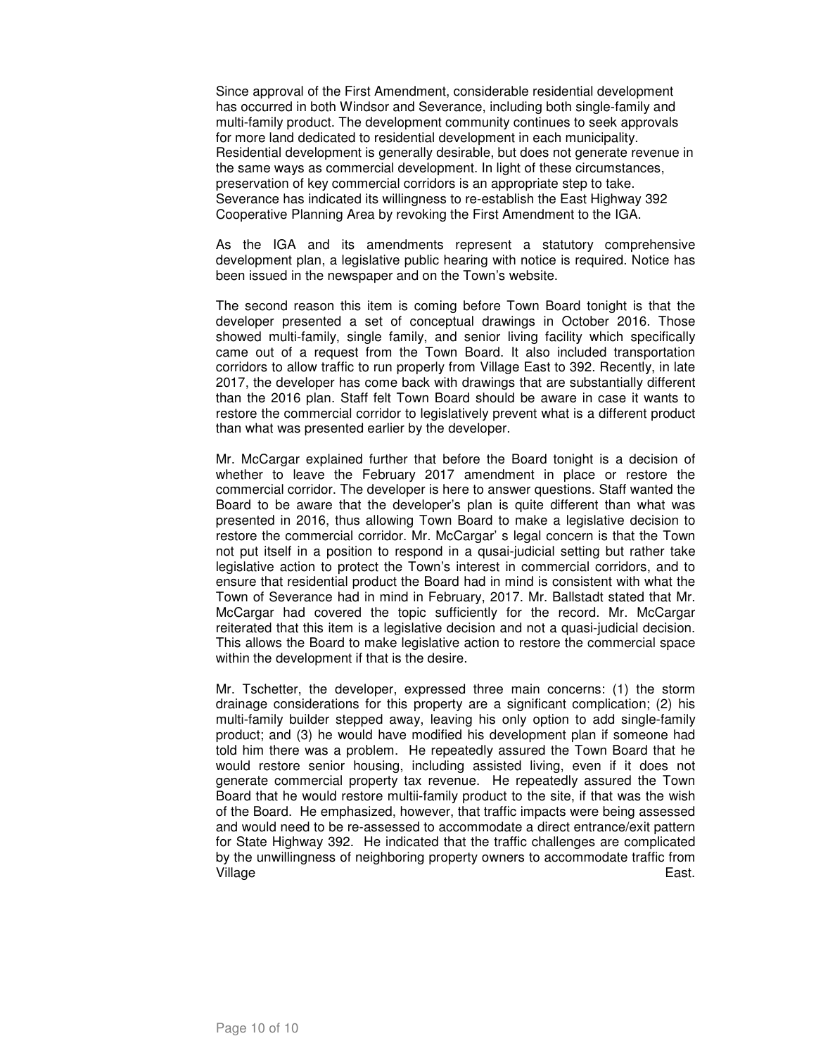Since approval of the First Amendment, considerable residential development has occurred in both Windsor and Severance, including both single-family and multi-family product. The development community continues to seek approvals for more land dedicated to residential development in each municipality. Residential development is generally desirable, but does not generate revenue in the same ways as commercial development. In light of these circumstances, preservation of key commercial corridors is an appropriate step to take. Severance has indicated its willingness to re-establish the East Highway 392 Cooperative Planning Area by revoking the First Amendment to the IGA.

As the IGA and its amendments represent a statutory comprehensive development plan, a legislative public hearing with notice is required. Notice has been issued in the newspaper and on the Town's website.

The second reason this item is coming before Town Board tonight is that the developer presented a set of conceptual drawings in October 2016. Those showed multi-family, single family, and senior living facility which specifically came out of a request from the Town Board. It also included transportation corridors to allow traffic to run properly from Village East to 392. Recently, in late 2017, the developer has come back with drawings that are substantially different than the 2016 plan. Staff felt Town Board should be aware in case it wants to restore the commercial corridor to legislatively prevent what is a different product than what was presented earlier by the developer.

Mr. McCargar explained further that before the Board tonight is a decision of whether to leave the February 2017 amendment in place or restore the commercial corridor. The developer is here to answer questions. Staff wanted the Board to be aware that the developer's plan is quite different than what was presented in 2016, thus allowing Town Board to make a legislative decision to restore the commercial corridor. Mr. McCargar' s legal concern is that the Town not put itself in a position to respond in a qusai-judicial setting but rather take legislative action to protect the Town's interest in commercial corridors, and to ensure that residential product the Board had in mind is consistent with what the Town of Severance had in mind in February, 2017. Mr. Ballstadt stated that Mr. McCargar had covered the topic sufficiently for the record. Mr. McCargar reiterated that this item is a legislative decision and not a quasi-judicial decision. This allows the Board to make legislative action to restore the commercial space within the development if that is the desire.

Mr. Tschetter, the developer, expressed three main concerns: (1) the storm drainage considerations for this property are a significant complication; (2) his multi-family builder stepped away, leaving his only option to add single-family product; and (3) he would have modified his development plan if someone had told him there was a problem. He repeatedly assured the Town Board that he would restore senior housing, including assisted living, even if it does not generate commercial property tax revenue. He repeatedly assured the Town Board that he would restore multii-family product to the site, if that was the wish of the Board. He emphasized, however, that traffic impacts were being assessed and would need to be re-assessed to accommodate a direct entrance/exit pattern for State Highway 392. He indicated that the traffic challenges are complicated by the unwillingness of neighboring property owners to accommodate traffic from Village East.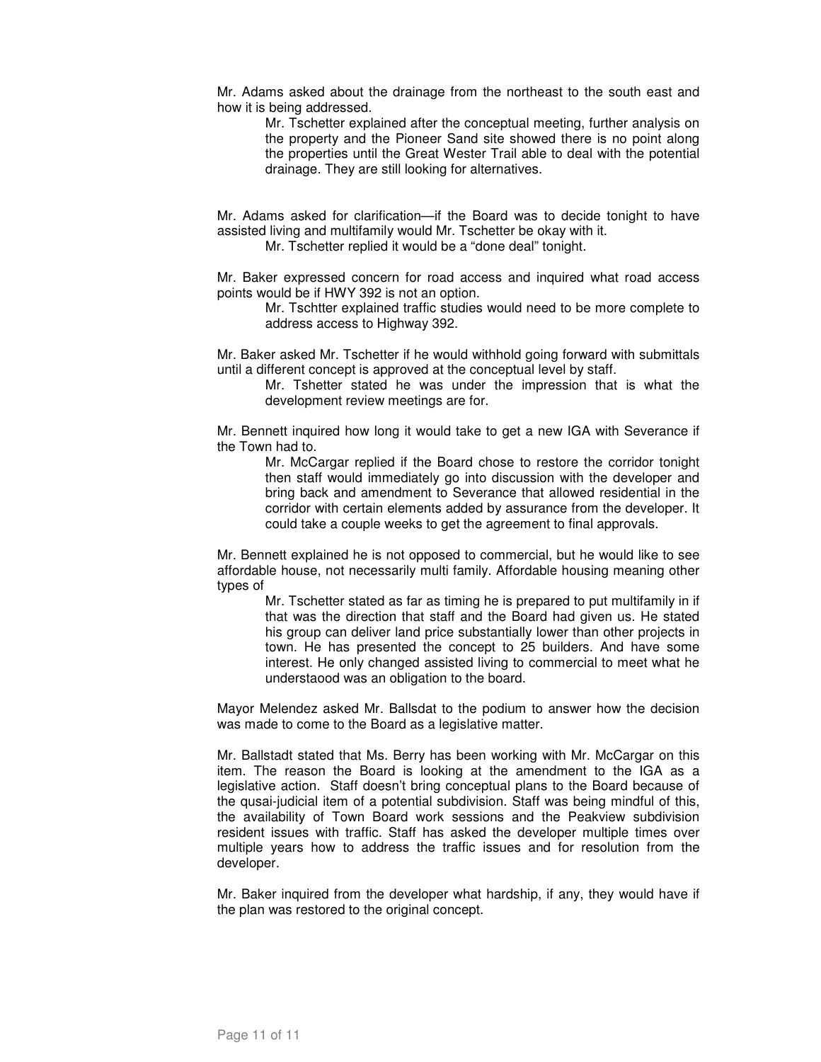Mr. Adams asked about the drainage from the northeast to the south east and how it is being addressed.

> Mr. Tschetter explained after the conceptual meeting, further analysis on the property and the Pioneer Sand site showed there is no point along the properties until the Great Wester Trail able to deal with the potential drainage. They are still looking for alternatives.

Mr. Adams asked for clarification—if the Board was to decide tonight to have assisted living and multifamily would Mr. Tschetter be okay with it.

> Mr. Tschetter replied it would be a "done deal" tonight.

Mr. Baker expressed concern for road access and inquired what road access points would be if HWY 392 is not an option.

> Mr. Tschtter explained traffic studies would need to be more complete to address access to Highway 392.

Mr. Baker asked Mr. Tschetter if he would withhold going forward with submittals until a different concept is approved at the conceptual level by staff.

> Mr. Tshetter stated he was under the impression that is what the development review meetings are for.

Mr. Bennett inquired how long it would take to get a new IGA with Severance if the Town had to.

> Mr. McCargar replied if the Board chose to restore the corridor tonight then staff would immediately go into discussion with the developer and bring back and amendment to Severance that allowed residential in the corridor with certain elements added by assurance from the developer. It could take a couple weeks to get the agreement to final approvals.

Mr. Bennett explained he is not opposed to commercial, but he would like to see affordable house, not necessarily multi family. Affordable housing meaning other types of

> Mr. Tschetter stated as far as timing he is prepared to put multifamily in if that was the direction that staff and the Board had given us. He stated his group can deliver land price substantially lower than other projects in town. He has presented the concept to 25 builders. And have some interest. He only changed assisted living to commercial to meet what he understaood was an obligation to the board.

Mayor Melendez asked Mr. Ballsdat to the podium to answer how the decision was made to come to the Board as a legislative matter.

Mr. Ballstadt stated that Ms. Berry has been working with Mr. McCargar on this item. The reason the Board is looking at the amendment to the IGA as a legislative action. Staff doesn't bring conceptual plans to the Board because of the qusai-judicial item of a potential subdivision. Staff was being mindful of this, the availability of Town Board work sessions and the Peakview subdivision resident issues with traffic. Staff has asked the developer multiple times over multiple years how to address the traffic issues and for resolution from the developer.

Mr. Baker inquired from the developer what hardship, if any, they would have if the plan was restored to the original concept.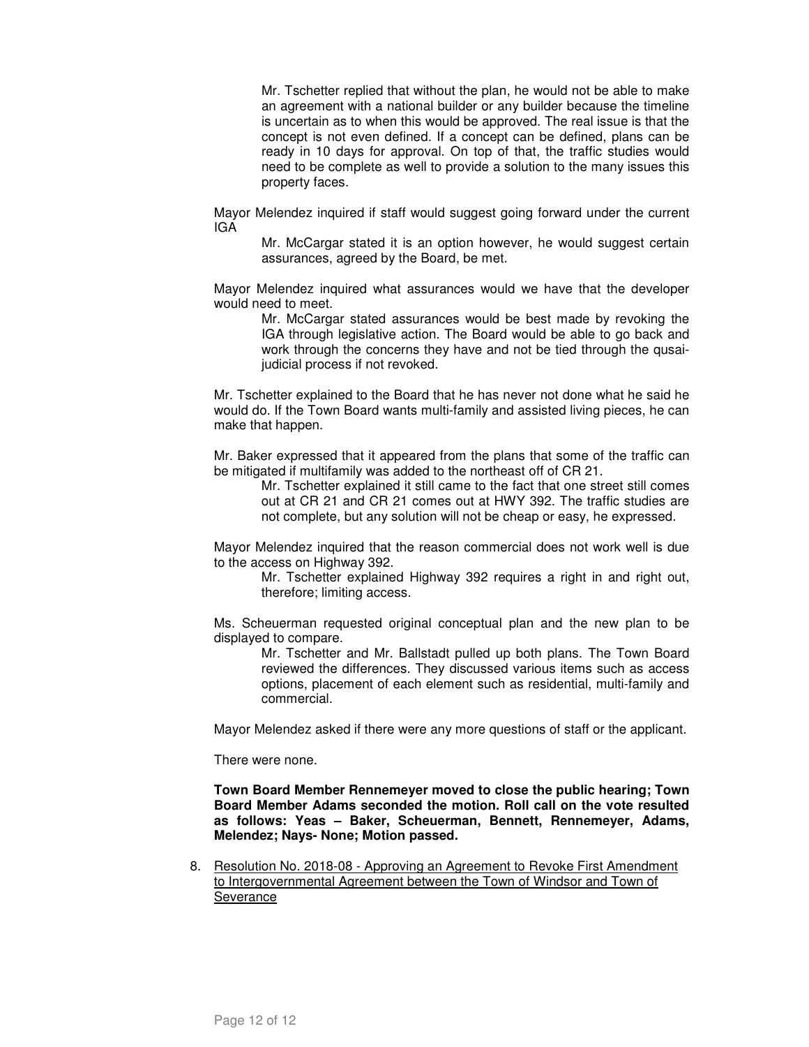Mr. Tschetter replied that without the plan, he would not be able to make an agreement with a national builder or any builder because the timeline is uncertain as to when this would be approved. The real issue is that the concept is not even defined. If a concept can be defined, plans can be ready in 10 days for approval. On top of that, the traffic studies would need to be complete as well to provide a solution to the many issues this property faces.

Mayor Melendez inquired if staff would suggest going forward under the current IGA

> Mr. McCargar stated it is an option however, he would suggest certain assurances, agreed by the Board, be met.

Mayor Melendez inquired what assurances would we have that the developer would need to meet.

> Mr. McCargar stated assurances would be best made by revoking the IGA through legislative action. The Board would be able to go back and work through the concerns they have and not be tied through the qusai-judicial process if not revoked.

Mr. Tschetter explained to the Board that he has never not done what he said he would do. If the Town Board wants multi-family and assisted living pieces, he can make that happen.

Mr. Baker expressed that it appeared from the plans that some of the traffic can be mitigated if multifamily was added to the northeast off of CR 21.

> Mr. Tschetter explained it still came to the fact that one street still comes out at CR 21 and CR 21 comes out at HWY 392. The traffic studies are not complete, but any solution will not be cheap or easy, he expressed.

Mayor Melendez inquired that the reason commercial does not work well is due to the access on Highway 392.

> Mr. Tschetter explained Highway 392 requires a right in and right out, therefore; limiting access.

Ms. Scheuerman requested original conceptual plan and the new plan to be displayed to compare.

> Mr. Tschetter and Mr. Ballstadt pulled up both plans. The Town Board reviewed the differences. They discussed various items such as access options, placement of each element such as residential, multi-family and commercial.

Mayor Melendez asked if there were any more questions of staff or the applicant.

There were none.

**Town Board Member Rennemeyer moved to close the public hearing; Town Board Member Adams seconded the motion. Roll call on the vote resulted as follows: Yeas – Baker, Scheuerman, Bennett, Rennemeyer, Adams, Melendez; Nays- None; Motion passed.**

8. Resolution No. 2018-08 - Approving an Agreement to Revoke First Amendment to Intergovernmental Agreement between the Town of Windsor and Town of Severance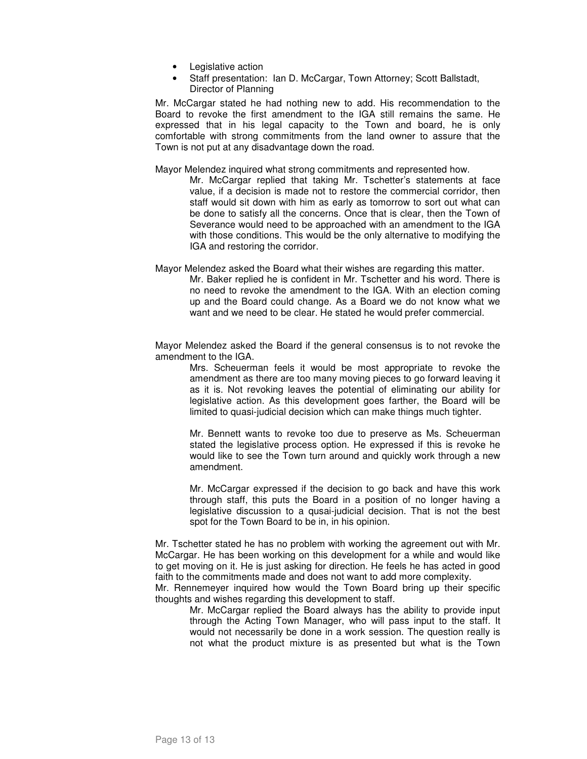- Legislative action
- Staff presentation: Ian D. McCargar, Town Attorney; Scott Ballstadt, Director of Planning

Mr. McCargar stated he had nothing new to add. His recommendation to the Board to revoke the first amendment to the IGA still remains the same. He expressed that in his legal capacity to the Town and board, he is only comfortable with strong commitments from the land owner to assure that the Town is not put at any disadvantage down the road.

Mayor Melendez inquired what strong commitments and represented how.

> Mr. McCargar replied that taking Mr. Tschetter's statements at face value, if a decision is made not to restore the commercial corridor, then staff would sit down with him as early as tomorrow to sort out what can be done to satisfy all the concerns. Once that is clear, then the Town of Severance would need to be approached with an amendment to the IGA with those conditions. This would be the only alternative to modifying the IGA and restoring the corridor.

Mayor Melendez asked the Board what their wishes are regarding this matter.

> Mr. Baker replied he is confident in Mr. Tschetter and his word. There is no need to revoke the amendment to the IGA. With an election coming up and the Board could change. As a Board we do not know what we want and we need to be clear. He stated he would prefer commercial.

Mayor Melendez asked the Board if the general consensus is to not revoke the amendment to the IGA.

> Mrs. Scheuerman feels it would be most appropriate to revoke the amendment as there are too many moving pieces to go forward leaving it as it is. Not revoking leaves the potential of eliminating our ability for legislative action. As this development goes farther, the Board will be limited to quasi-judicial decision which can make things much tighter.
>
> Mr. Bennett wants to revoke too due to preserve as Ms. Scheuerman stated the legislative process option. He expressed if this is revoke he would like to see the Town turn around and quickly work through a new amendment.
>
> Mr. McCargar expressed if the decision to go back and have this work through staff, this puts the Board in a position of no longer having a legislative discussion to a qusai-judicial decision. That is not the best spot for the Town Board to be in, in his opinion.

Mr. Tschetter stated he has no problem with working the agreement out with Mr. McCargar. He has been working on this development for a while and would like to get moving on it. He is just asking for direction. He feels he has acted in good faith to the commitments made and does not want to add more complexity.

Mr. Rennemeyer inquired how would the Town Board bring up their specific thoughts and wishes regarding this development to staff.

> Mr. McCargar replied the Board always has the ability to provide input through the Acting Town Manager, who will pass input to the staff. It would not necessarily be done in a work session. The question really is not what the product mixture is as presented but what is the Town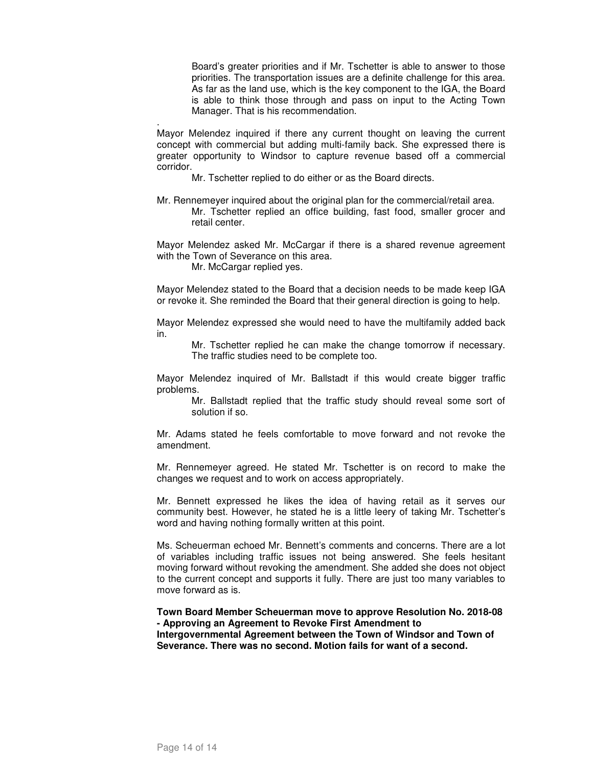Board's greater priorities and if Mr. Tschetter is able to answer to those priorities. The transportation issues are a definite challenge for this area. As far as the land use, which is the key component to the IGA, the Board is able to think those through and pass on input to the Acting Town Manager. That is his recommendation.

.
Mayor Melendez inquired if there any current thought on leaving the current concept with commercial but adding multi-family back. She expressed there is greater opportunity to Windsor to capture revenue based off a commercial corridor.

Mr. Tschetter replied to do either or as the Board directs.

Mr. Rennemeyer inquired about the original plan for the commercial/retail area.

Mr. Tschetter replied an office building, fast food, smaller grocer and retail center.

Mayor Melendez asked Mr. McCargar if there is a shared revenue agreement with the Town of Severance on this area.

Mr. McCargar replied yes.

Mayor Melendez stated to the Board that a decision needs to be made keep IGA or revoke it. She reminded the Board that their general direction is going to help.

Mayor Melendez expressed she would need to have the multifamily added back in.

Mr. Tschetter replied he can make the change tomorrow if necessary. The traffic studies need to be complete too.

Mayor Melendez inquired of Mr. Ballstadt if this would create bigger traffic problems.

Mr. Ballstadt replied that the traffic study should reveal some sort of solution if so.

Mr. Adams stated he feels comfortable to move forward and not revoke the amendment.

Mr. Rennemeyer agreed. He stated Mr. Tschetter is on record to make the changes we request and to work on access appropriately.

Mr. Bennett expressed he likes the idea of having retail as it serves our community best. However, he stated he is a little leery of taking Mr. Tschetter's word and having nothing formally written at this point.

Ms. Scheuerman echoed Mr. Bennett's comments and concerns. There are a lot of variables including traffic issues not being answered. She feels hesitant moving forward without revoking the amendment. She added she does not object to the current concept and supports it fully. There are just too many variables to move forward as is.

**Town Board Member Scheuerman move to approve Resolution No. 2018-08 - Approving an Agreement to Revoke First Amendment to Intergovernmental Agreement between the Town of Windsor and Town of Severance. There was no second. Motion fails for want of a second.**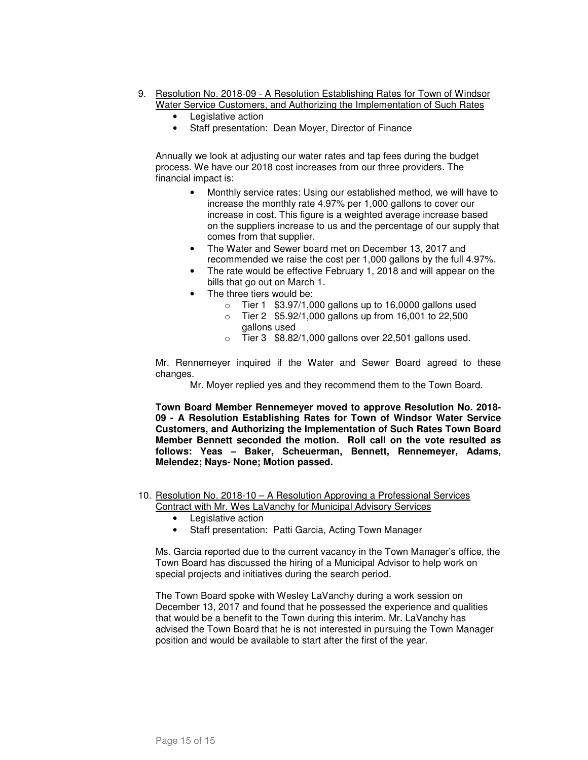9. Resolution No. 2018-09 - A Resolution Establishing Rates for Town of Windsor Water Service Customers, and Authorizing the Implementation of Such Rates
   - Legislative action
   - Staff presentation: Dean Moyer, Director of Finance

   Annually we look at adjusting our water rates and tap fees during the budget process. We have our 2018 cost increases from our three providers. The financial impact is:

   - Monthly service rates: Using our established method, we will have to increase the monthly rate 4.97% per 1,000 gallons to cover our increase in cost. This figure is a weighted average increase based on the suppliers increase to us and the percentage of our supply that comes from that supplier.
   - The Water and Sewer board met on December 13, 2017 and recommended we raise the cost per 1,000 gallons by the full 4.97%.
   - The rate would be effective February 1, 2018 and will appear on the bills that go out on March 1.
   - The three tiers would be:
     - Tier 1 $3.97/1,000 gallons up to 16,0000 gallons used
     - Tier 2 $5.92/1,000 gallons up from 16,001 to 22,500 gallons used
     - Tier 3 $8.82/1,000 gallons over 22,501 gallons used.

   Mr. Rennemeyer inquired if the Water and Sewer Board agreed to these changes.

   Mr. Moyer replied yes and they recommend them to the Town Board.

   **Town Board Member Rennemeyer moved to approve Resolution No. 2018-09 - A Resolution Establishing Rates for Town of Windsor Water Service Customers, and Authorizing the Implementation of Such Rates Town Board Member Bennett seconded the motion. Roll call on the vote resulted as follows: Yeas – Baker, Scheuerman, Bennett, Rennemeyer, Adams, Melendez; Nays- None; Motion passed.**

10. Resolution No. 2018-10 – A Resolution Approving a Professional Services Contract with Mr. Wes LaVanchy for Municipal Advisory Services
    - Legislative action
    - Staff presentation: Patti Garcia, Acting Town Manager

    Ms. Garcia reported due to the current vacancy in the Town Manager's office, the Town Board has discussed the hiring of a Municipal Advisor to help work on special projects and initiatives during the search period.

    The Town Board spoke with Wesley LaVanchy during a work session on December 13, 2017 and found that he possessed the experience and qualities that would be a benefit to the Town during this interim. Mr. LaVanchy has advised the Town Board that he is not interested in pursuing the Town Manager position and would be available to start after the first of the year.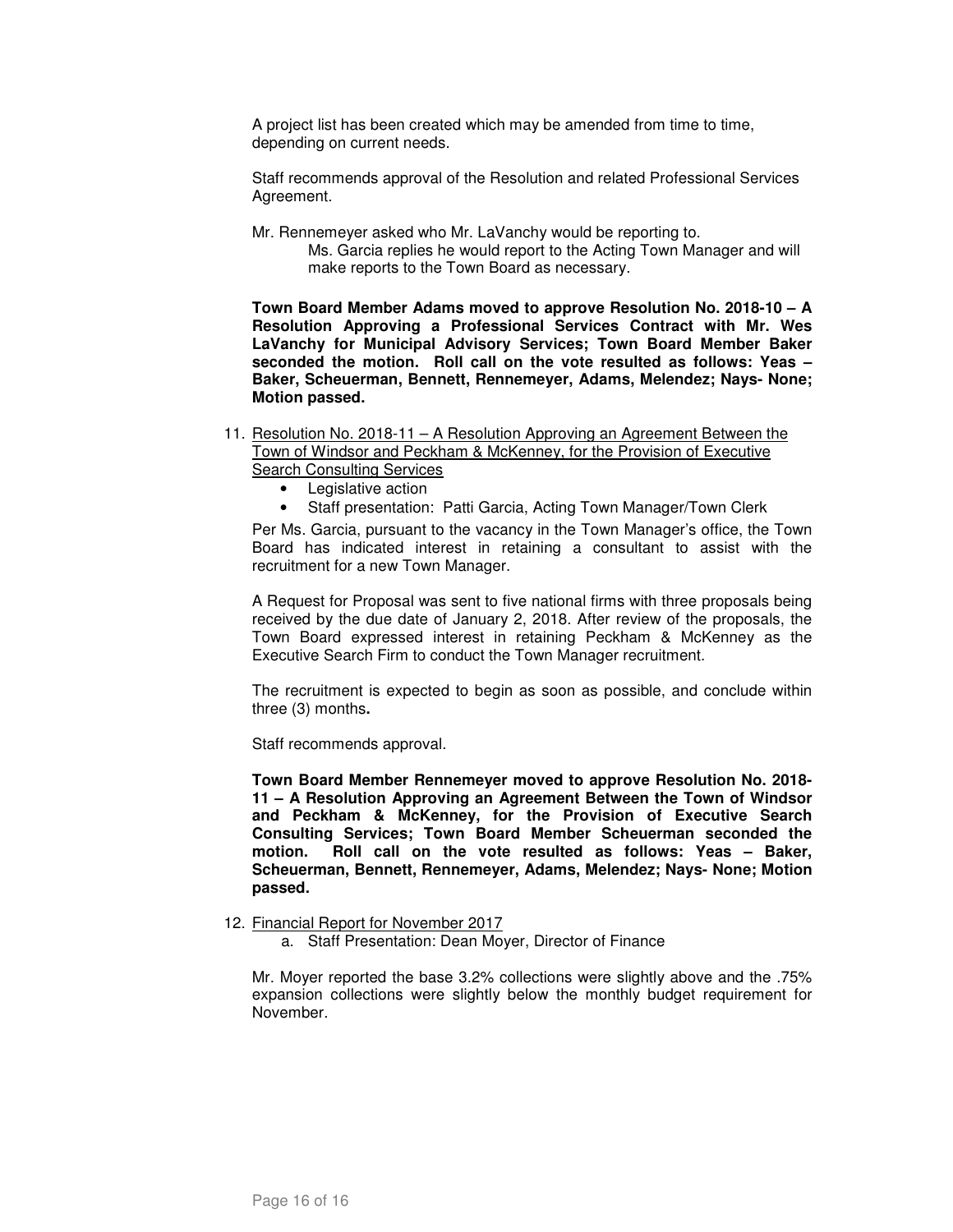A project list has been created which may be amended from time to time, depending on current needs.

Staff recommends approval of the Resolution and related Professional Services Agreement.

Mr. Rennemeyer asked who Mr. LaVanchy would be reporting to.

> Ms. Garcia replies he would report to the Acting Town Manager and will make reports to the Town Board as necessary.

**Town Board Member Adams moved to approve Resolution No. 2018-10 – A Resolution Approving a Professional Services Contract with Mr. Wes LaVanchy for Municipal Advisory Services; Town Board Member Baker seconded the motion. Roll call on the vote resulted as follows: Yeas – Baker, Scheuerman, Bennett, Rennemeyer, Adams, Melendez; Nays- None; Motion passed.**

11. <u>Resolution No. 2018-11 – A Resolution Approving an Agreement Between the Town of Windsor and Peckham & McKenney, for the Provision of Executive Search Consulting Services</u>
    - Legislative action
    - Staff presentation: Patti Garcia, Acting Town Manager/Town Clerk

Per Ms. Garcia, pursuant to the vacancy in the Town Manager's office, the Town Board has indicated interest in retaining a consultant to assist with the recruitment for a new Town Manager.

A Request for Proposal was sent to five national firms with three proposals being received by the due date of January 2, 2018. After review of the proposals, the Town Board expressed interest in retaining Peckham & McKenney as the Executive Search Firm to conduct the Town Manager recruitment.

The recruitment is expected to begin as soon as possible, and conclude within three (3) months**.**

Staff recommends approval.

**Town Board Member Rennemeyer moved to approve Resolution No. 2018-11 – A Resolution Approving an Agreement Between the Town of Windsor and Peckham & McKenney, for the Provision of Executive Search Consulting Services; Town Board Member Scheuerman seconded the motion. Roll call on the vote resulted as follows: Yeas – Baker, Scheuerman, Bennett, Rennemeyer, Adams, Melendez; Nays- None; Motion passed.**

12. <u>Financial Report for November 2017</u>
    a. Staff Presentation: Dean Moyer, Director of Finance

Mr. Moyer reported the base 3.2% collections were slightly above and the .75% expansion collections were slightly below the monthly budget requirement for November.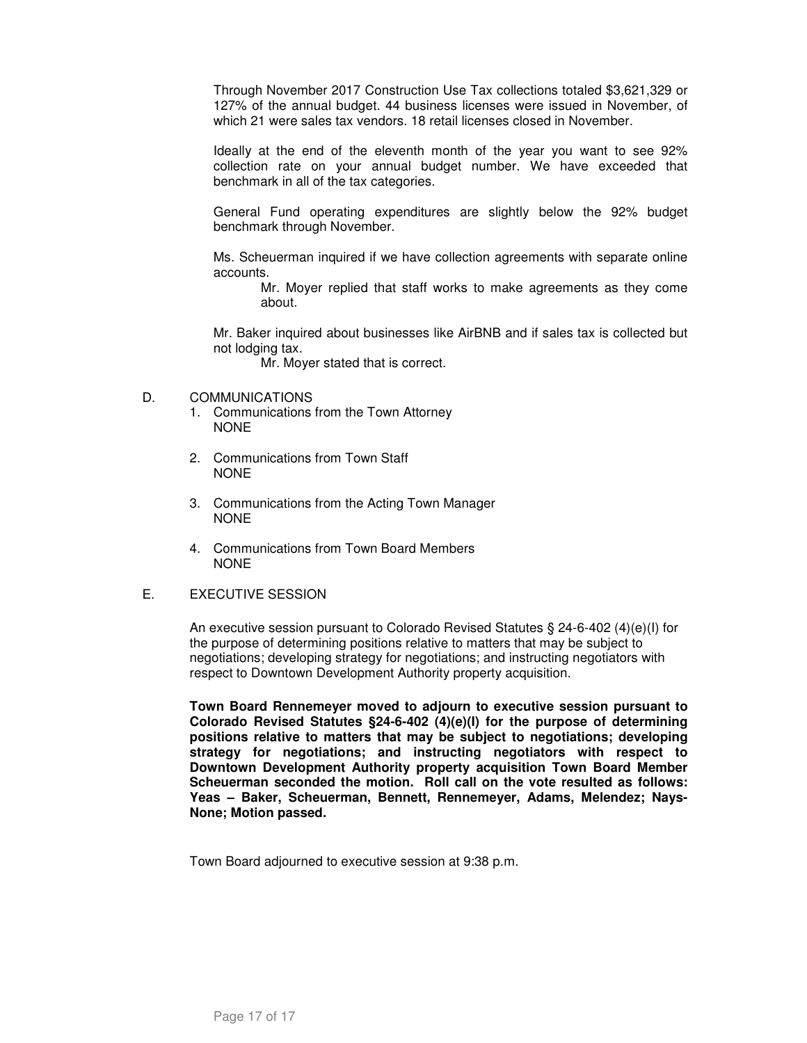Through November 2017 Construction Use Tax collections totaled $3,621,329 or 127% of the annual budget. 44 business licenses were issued in November, of which 21 were sales tax vendors. 18 retail licenses closed in November.

Ideally at the end of the eleventh month of the year you want to see 92% collection rate on your annual budget number. We have exceeded that benchmark in all of the tax categories.

General Fund operating expenditures are slightly below the 92% budget benchmark through November.

Ms. Scheuerman inquired if we have collection agreements with separate online accounts.

> Mr. Moyer replied that staff works to make agreements as they come about.

Mr. Baker inquired about businesses like AirBNB and if sales tax is collected but not lodging tax.

> Mr. Moyer stated that is correct.

D. COMMUNICATIONS

1. Communications from the Town Attorney
   NONE

2. Communications from Town Staff
   NONE

3. Communications from the Acting Town Manager
   NONE

4. Communications from Town Board Members
   NONE

E. EXECUTIVE SESSION

An executive session pursuant to Colorado Revised Statutes § 24-6-402 (4)(e)(I) for the purpose of determining positions relative to matters that may be subject to negotiations; developing strategy for negotiations; and instructing negotiators with respect to Downtown Development Authority property acquisition.

**Town Board Rennemeyer moved to adjourn to executive session pursuant to Colorado Revised Statutes §24-6-402 (4)(e)(I) for the purpose of determining positions relative to matters that may be subject to negotiations; developing strategy for negotiations; and instructing negotiators with respect to Downtown Development Authority property acquisition Town Board Member Scheuerman seconded the motion. Roll call on the vote resulted as follows: Yeas – Baker, Scheuerman, Bennett, Rennemeyer, Adams, Melendez; Nays- None; Motion passed.**

Town Board adjourned to executive session at 9:38 p.m.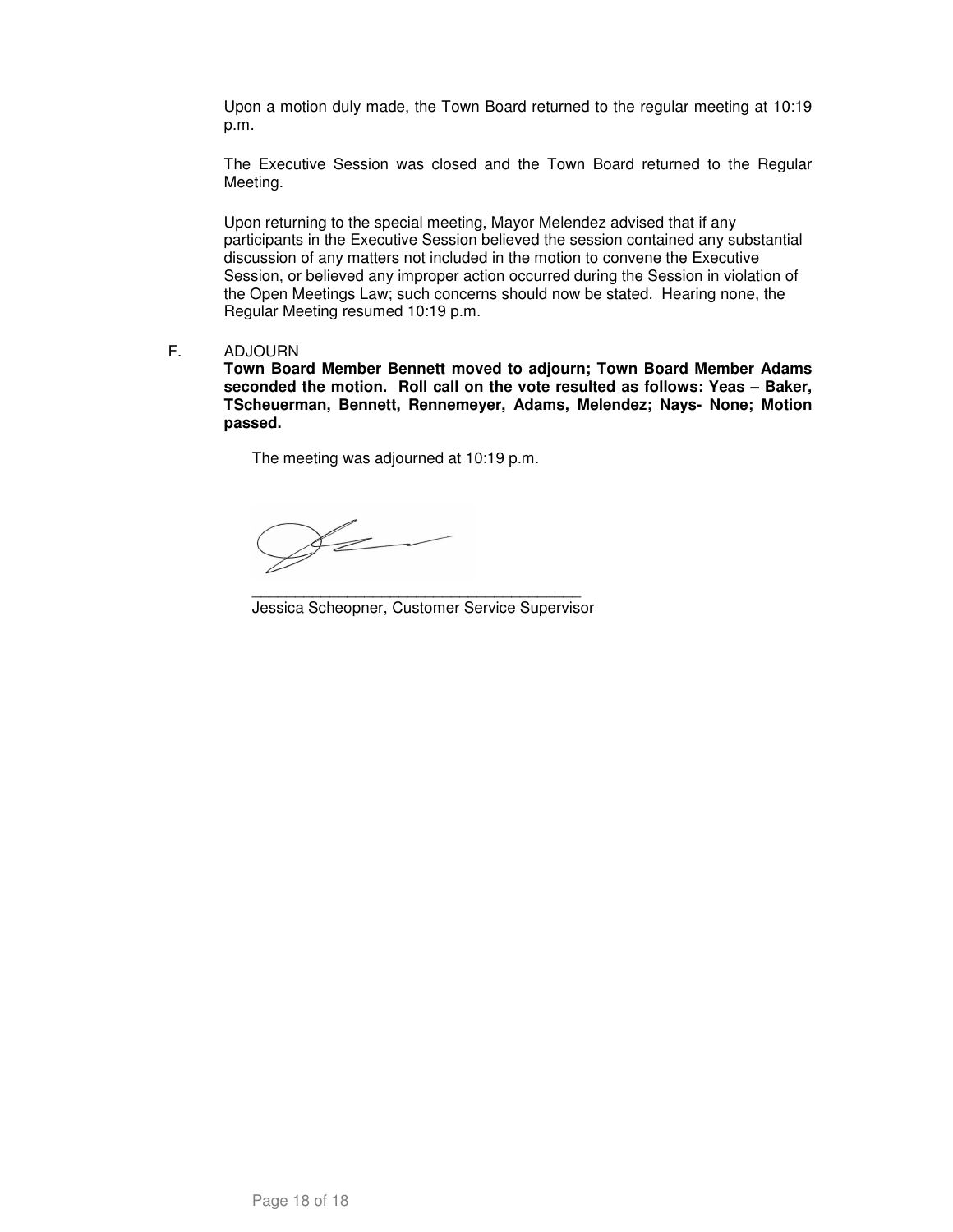Upon a motion duly made, the Town Board returned to the regular meeting at 10:19 p.m.

The Executive Session was closed and the Town Board returned to the Regular Meeting.

Upon returning to the special meeting, Mayor Melendez advised that if any participants in the Executive Session believed the session contained any substantial discussion of any matters not included in the motion to convene the Executive Session, or believed any improper action occurred during the Session in violation of the Open Meetings Law; such concerns should now be stated. Hearing none, the Regular Meeting resumed 10:19 p.m.

F. ADJOURN

**Town Board Member Bennett moved to adjourn; Town Board Member Adams seconded the motion. Roll call on the vote resulted as follows: Yeas – Baker, TScheuerman, Bennett, Rennemeyer, Adams, Melendez; Nays- None; Motion passed.**

The meeting was adjourned at 10:19 p.m.

\_\_\_\_\_\_\_\_\_\_\_\_\_\_\_\_\_\_\_\_\_\_\_\_\_\_\_\_\_\_\_\_\_\_\_\_\_\_\_\_

Jessica Scheopner, Customer Service Supervisor